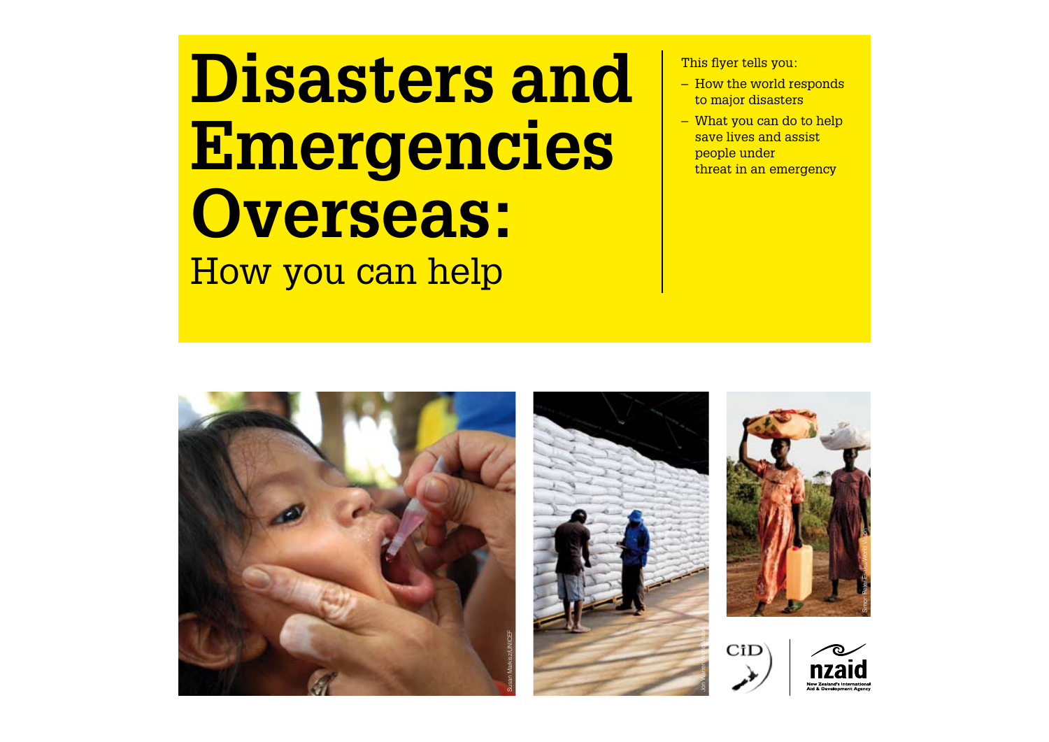# Disasters and Emergencies Overseas:

How you can help

This flyer tells you:

- How the world responds to major disasters
- What you can do to help save lives and assist people under threat in an emergency

Susan Markisz/UNICEF

Jon Warren/World Vision

Simon Peyer Easton/World Vision

CID

nzaid

New Zealand's International Aid & Development Agency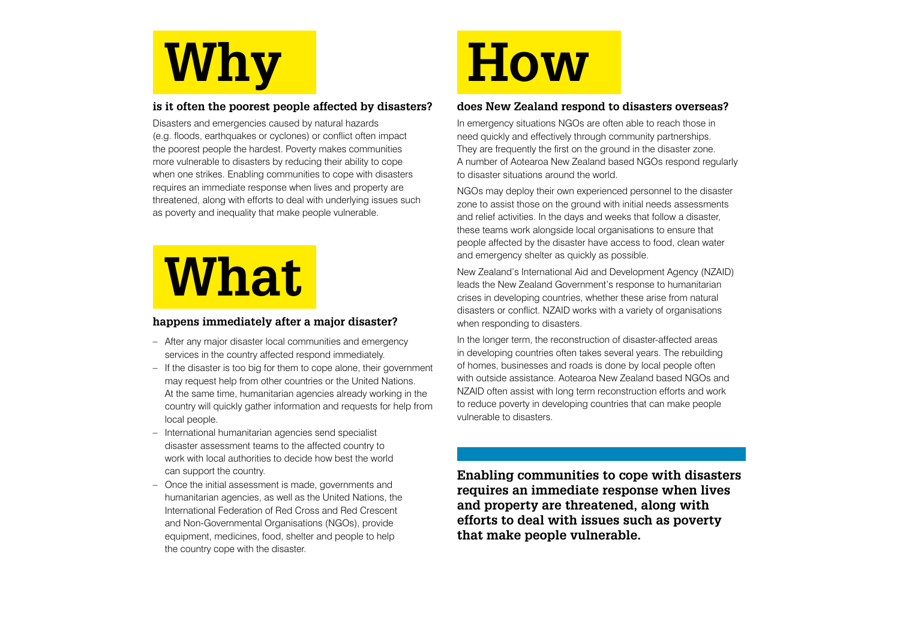# Why

## is it often the poorest people affected by disasters?

Disasters and emergencies caused by natural hazards (e.g. floods, earthquakes or cyclones) or conflict often impact the poorest people the hardest. Poverty makes communities more vulnerable to disasters by reducing their ability to cope when one strikes. Enabling communities to cope with disasters requires an immediate response when lives and property are threatened, along with efforts to deal with underlying issues such as poverty and inequality that make people vulnerable.

# What

## happens immediately after a major disaster?

- After any major disaster local communities and emergency services in the country affected respond immediately.
- If the disaster is too big for them to cope alone, their government may request help from other countries or the United Nations. At the same time, humanitarian agencies already working in the country will quickly gather information and requests for help from local people.
- International humanitarian agencies send specialist disaster assessment teams to the affected country to work with local authorities to decide how best the world can support the country.
- Once the initial assessment is made, governments and humanitarian agencies, as well as the United Nations, the International Federation of Red Cross and Red Crescent and Non-Governmental Organisations (NGOs), provide equipment, medicines, food, shelter and people to help the country cope with the disaster.

# How

## does New Zealand respond to disasters overseas?

In emergency situations NGOs are often able to reach those in need quickly and effectively through community partnerships. They are frequently the first on the ground in the disaster zone. A number of Aotearoa New Zealand based NGOs respond regularly to disaster situations around the world.

NGOs may deploy their own experienced personnel to the disaster zone to assist those on the ground with initial needs assessments and relief activities. In the days and weeks that follow a disaster, these teams work alongside local organisations to ensure that people affected by the disaster have access to food, clean water and emergency shelter as quickly as possible.

New Zealand's International Aid and Development Agency (NZAID) leads the New Zealand Government's response to humanitarian crises in developing countries, whether these arise from natural disasters or conflict. NZAID works with a variety of organisations when responding to disasters.

In the longer term, the reconstruction of disaster-affected areas in developing countries often takes several years. The rebuilding of homes, businesses and roads is done by local people often with outside assistance. Aotearoa New Zealand based NGOs and NZAID often assist with long term reconstruction efforts and work to reduce poverty in developing countries that can make people vulnerable to disasters.

**Enabling communities to cope with disasters requires an immediate response when lives and property are threatened, along with efforts to deal with issues such as poverty that make people vulnerable.**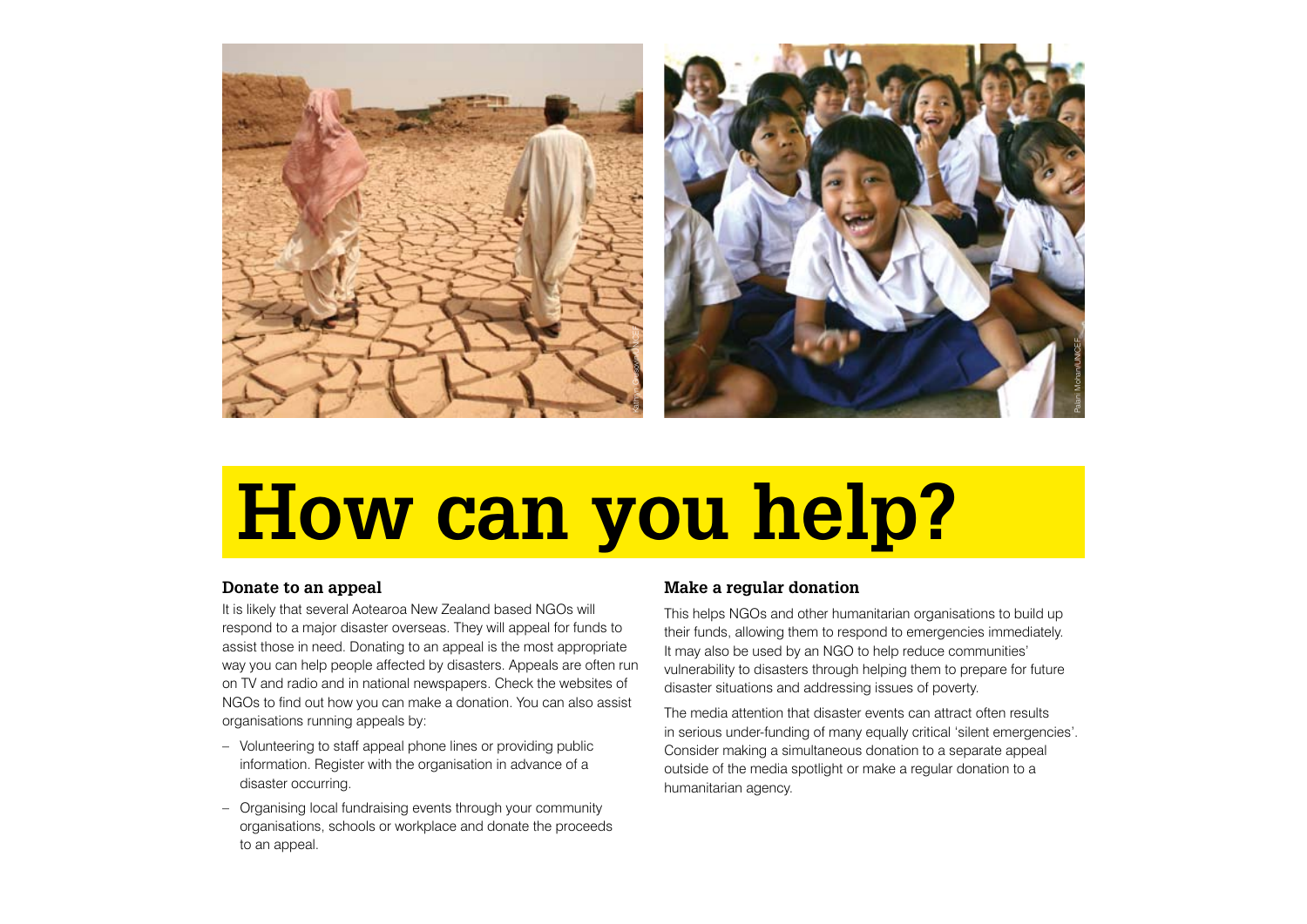# How can you help?

## Donate to an appeal

It is likely that several Aotearoa New Zealand based NGOs will respond to a major disaster overseas. They will appeal for funds to assist those in need. Donating to an appeal is the most appropriate way you can help people affected by disasters. Appeals are often run on TV and radio and in national newspapers. Check the websites of NGOs to find out how you can make a donation. You can also assist organisations running appeals by:

- Volunteering to staff appeal phone lines or providing public information. Register with the organisation in advance of a disaster occurring.
- Organising local fundraising events through your community organisations, schools or workplace and donate the proceeds to an appeal.

## Make a regular donation

This helps NGOs and other humanitarian organisations to build up their funds, allowing them to respond to emergencies immediately. It may also be used by an NGO to help reduce communities' vulnerability to disasters through helping them to prepare for future disaster situations and addressing issues of poverty.

The media attention that disaster events can attract often results in serious under-funding of many equally critical 'silent emergencies'. Consider making a simultaneous donation to a separate appeal outside of the media spotlight or make a regular donation to a humanitarian agency.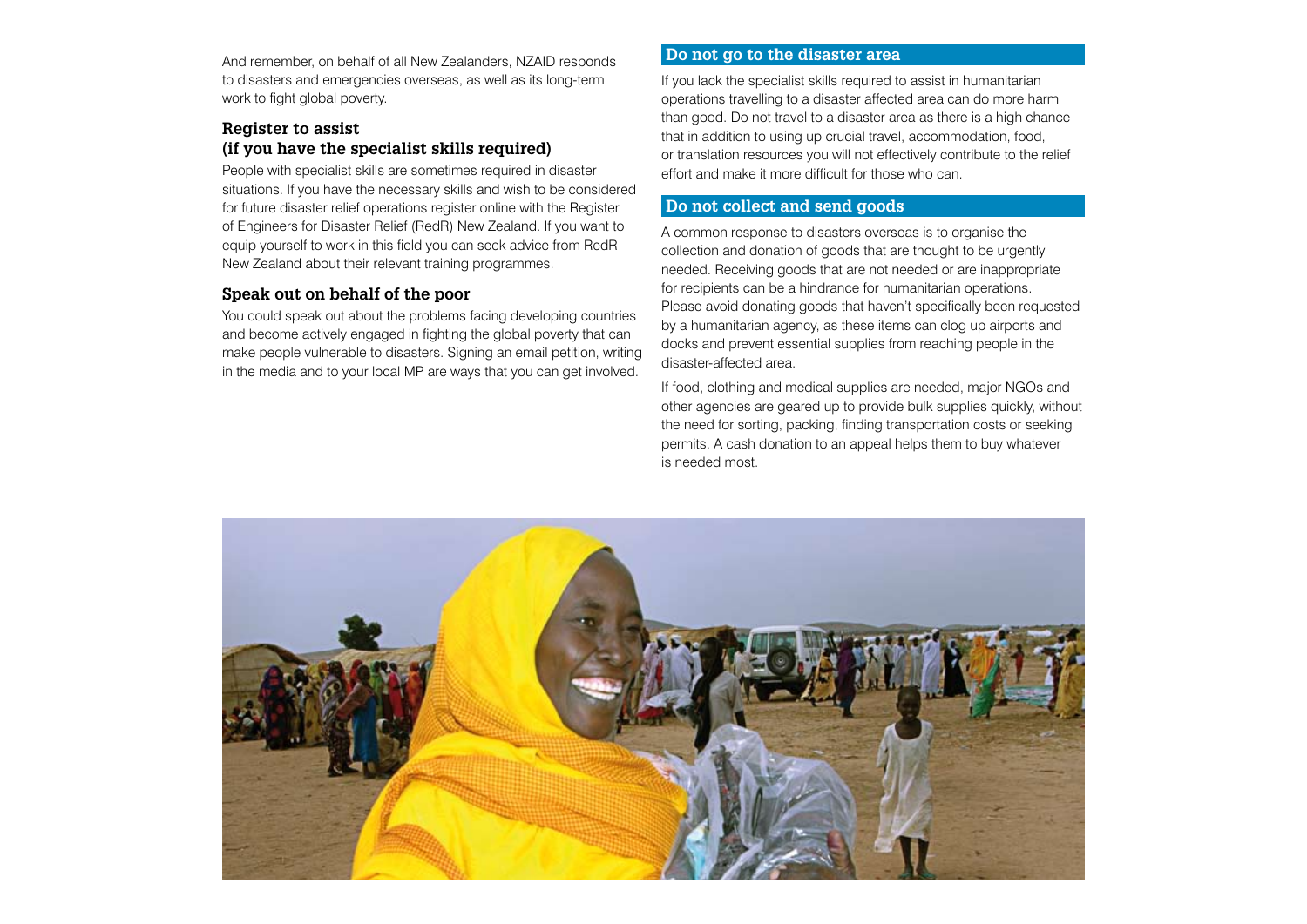And remember, on behalf of all New Zealanders, NZAID responds to disasters and emergencies overseas, as well as its long-term work to fight global poverty.

### Register to assist (if you have the specialist skills required)

People with specialist skills are sometimes required in disaster situations. If you have the necessary skills and wish to be considered for future disaster relief operations register online with the Register of Engineers for Disaster Relief (RedR) New Zealand. If you want to equip yourself to work in this field you can seek advice from RedR New Zealand about their relevant training programmes.

### Speak out on behalf of the poor

You could speak out about the problems facing developing countries and become actively engaged in fighting the global poverty that can make people vulnerable to disasters. Signing an email petition, writing in the media and to your local MP are ways that you can get involved.

### Do not go to the disaster area

If you lack the specialist skills required to assist in humanitarian operations travelling to a disaster affected area can do more harm than good. Do not travel to a disaster area as there is a high chance that in addition to using up crucial travel, accommodation, food, or translation resources you will not effectively contribute to the relief effort and make it more difficult for those who can.

### Do not collect and send goods

A common response to disasters overseas is to organise the collection and donation of goods that are thought to be urgently needed. Receiving goods that are not needed or are inappropriate for recipients can be a hindrance for humanitarian operations. Please avoid donating goods that haven't specifically been requested by a humanitarian agency, as these items can clog up airports and docks and prevent essential supplies from reaching people in the disaster-affected area.

If food, clothing and medical supplies are needed, major NGOs and other agencies are geared up to provide bulk supplies quickly, without the need for sorting, packing, finding transportation costs or seeking permits. A cash donation to an appeal helps them to buy whatever is needed most.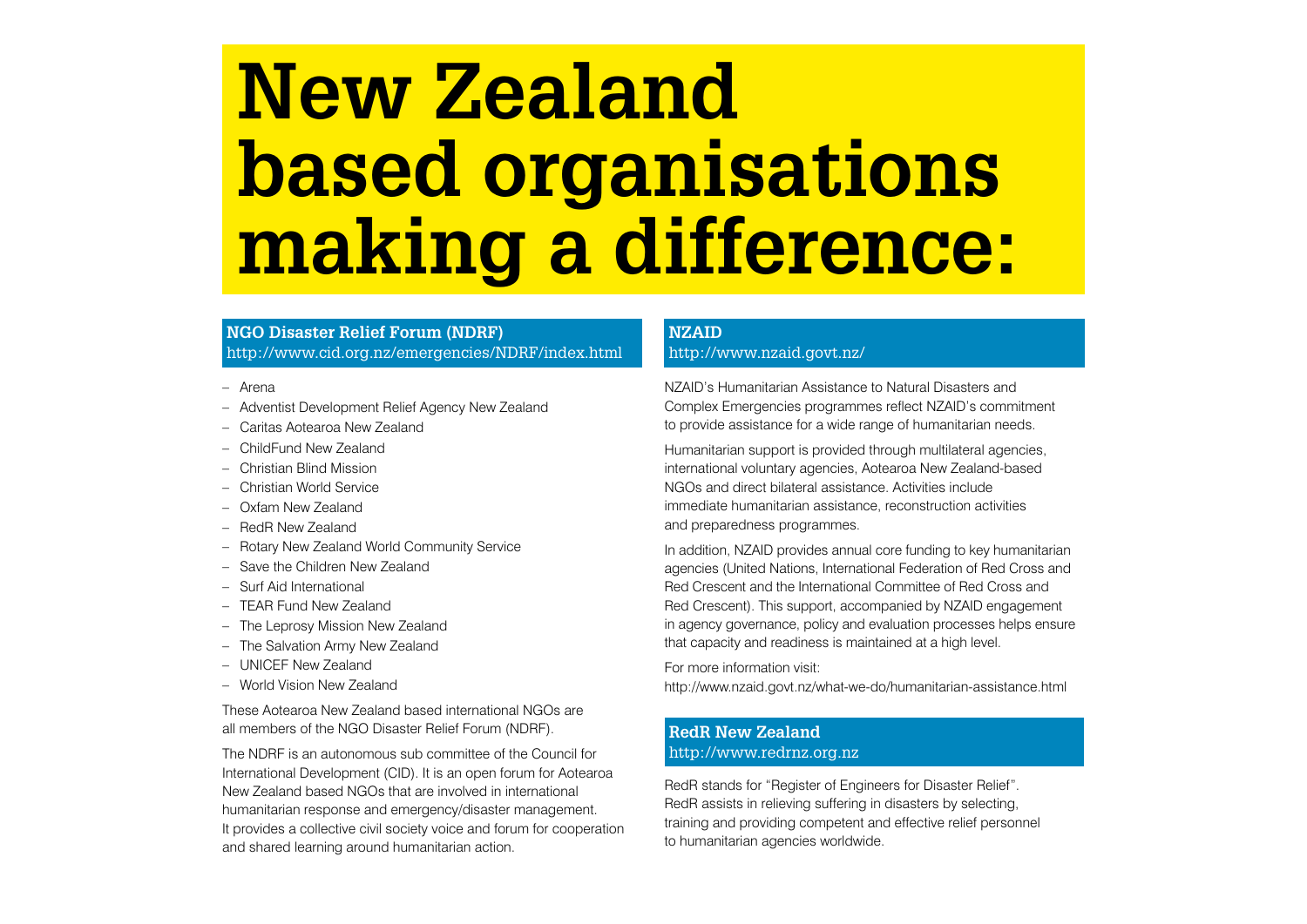# New Zealand based organisations making a difference:

## NGO Disaster Relief Forum (NDRF)

http://www.cid.org.nz/emergencies/NDRF/index.html

- Arena
- Adventist Development Relief Agency New Zealand
- Caritas Aotearoa New Zealand
- ChildFund New Zealand
- Christian Blind Mission
- Christian World Service
- Oxfam New Zealand
- RedR New Zealand
- Rotary New Zealand World Community Service
- Save the Children New Zealand
- Surf Aid International
- TEAR Fund New Zealand
- The Leprosy Mission New Zealand
- The Salvation Army New Zealand
- UNICEF New Zealand
- World Vision New Zealand

These Aotearoa New Zealand based international NGOs are all members of the NGO Disaster Relief Forum (NDRF).

The NDRF is an autonomous sub committee of the Council for International Development (CID). It is an open forum for Aotearoa New Zealand based NGOs that are involved in international humanitarian response and emergency/disaster management. It provides a collective civil society voice and forum for cooperation and shared learning around humanitarian action.

## NZAID

http://www.nzaid.govt.nz/

NZAID's Humanitarian Assistance to Natural Disasters and Complex Emergencies programmes reflect NZAID's commitment to provide assistance for a wide range of humanitarian needs.

Humanitarian support is provided through multilateral agencies, international voluntary agencies, Aotearoa New Zealand-based NGOs and direct bilateral assistance. Activities include immediate humanitarian assistance, reconstruction activities and preparedness programmes.

In addition, NZAID provides annual core funding to key humanitarian agencies (United Nations, International Federation of Red Cross and Red Crescent and the International Committee of Red Cross and Red Crescent). This support, accompanied by NZAID engagement in agency governance, policy and evaluation processes helps ensure that capacity and readiness is maintained at a high level.

For more information visit:
http://www.nzaid.govt.nz/what-we-do/humanitarian-assistance.html

## RedR New Zealand

http://www.redrnz.org.nz

RedR stands for "Register of Engineers for Disaster Relief". RedR assists in relieving suffering in disasters by selecting, training and providing competent and effective relief personnel to humanitarian agencies worldwide.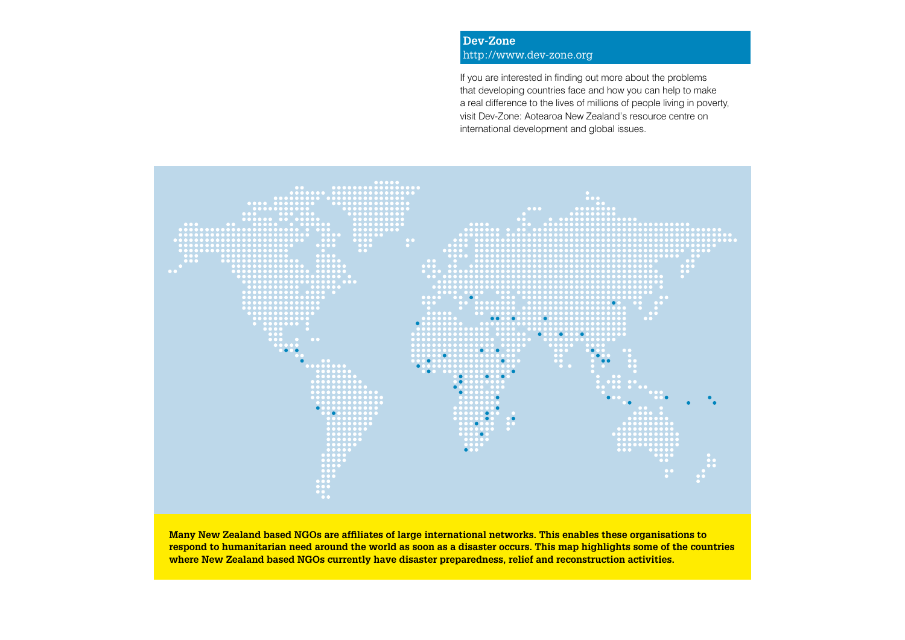**Dev-Zone**
http://www.dev-zone.org

If you are interested in finding out more about the problems that developing countries face and how you can help to make a real difference to the lives of millions of people living in poverty, visit Dev-Zone: Aotearoa New Zealand's resource centre on international development and global issues.

**Many New Zealand based NGOs are affiliates of large international networks. This enables these organisations to respond to humanitarian need around the world as soon as a disaster occurs. This map highlights some of the countries where New Zealand based NGOs currently have disaster preparedness, relief and reconstruction activities.**